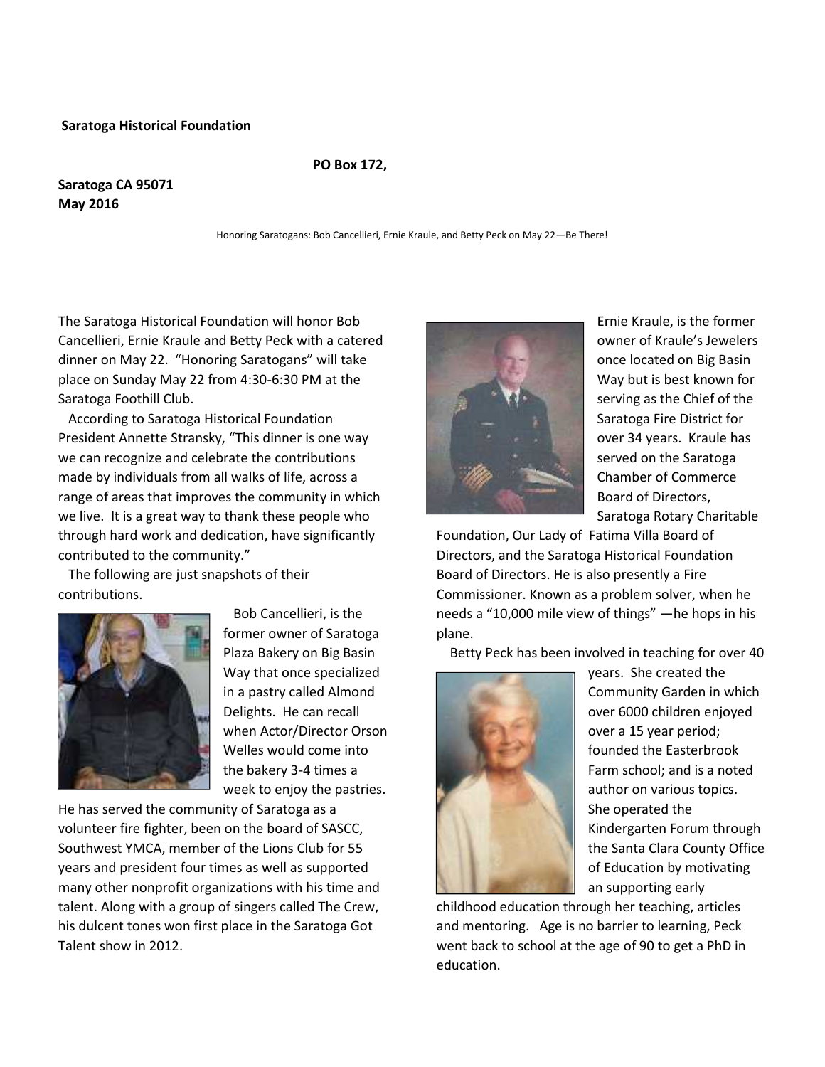**Saratoga Historical Foundation**

**PO Box 172,**

**Saratoga CA 95071**
**May 2016**

Honoring Saratogans: Bob Cancellieri, Ernie Kraule, and Betty Peck on May 22—Be There!

The Saratoga Historical Foundation will honor Bob Cancellieri, Ernie Kraule and Betty Peck with a catered dinner on May 22. "Honoring Saratogans" will take place on Sunday May 22 from 4:30-6:30 PM at the Saratoga Foothill Club.

According to Saratoga Historical Foundation President Annette Stransky, "This dinner is one way we can recognize and celebrate the contributions made by individuals from all walks of life, across a range of areas that improves the community in which we live. It is a great way to thank these people who through hard work and dedication, have significantly contributed to the community."

The following are just snapshots of their contributions.

Bob Cancellieri, is the former owner of Saratoga Plaza Bakery on Big Basin Way that once specialized in a pastry called Almond Delights. He can recall when Actor/Director Orson Welles would come into the bakery 3-4 times a week to enjoy the pastries. He has served the community of Saratoga as a volunteer fire fighter, been on the board of SASCC, Southwest YMCA, member of the Lions Club for 55 years and president four times as well as supported many other nonprofit organizations with his time and talent. Along with a group of singers called The Crew, his dulcent tones won first place in the Saratoga Got Talent show in 2012.

Ernie Kraule, is the former owner of Kraule's Jewelers once located on Big Basin Way but is best known for serving as the Chief of the Saratoga Fire District for over 34 years. Kraule has served on the Saratoga Chamber of Commerce Board of Directors, Saratoga Rotary Charitable Foundation, Our Lady of Fatima Villa Board of Directors, and the Saratoga Historical Foundation Board of Directors. He is also presently a Fire Commissioner. Known as a problem solver, when he needs a "10,000 mile view of things" —he hops in his plane.

Betty Peck has been involved in teaching for over 40 years. She created the Community Garden in which over 6000 children enjoyed over a 15 year period; founded the Easterbrook Farm school; and is a noted author on various topics. She operated the Kindergarten Forum through the Santa Clara County Office of Education by motivating an supporting early childhood education through her teaching, articles and mentoring. Age is no barrier to learning, Peck went back to school at the age of 90 to get a PhD in education.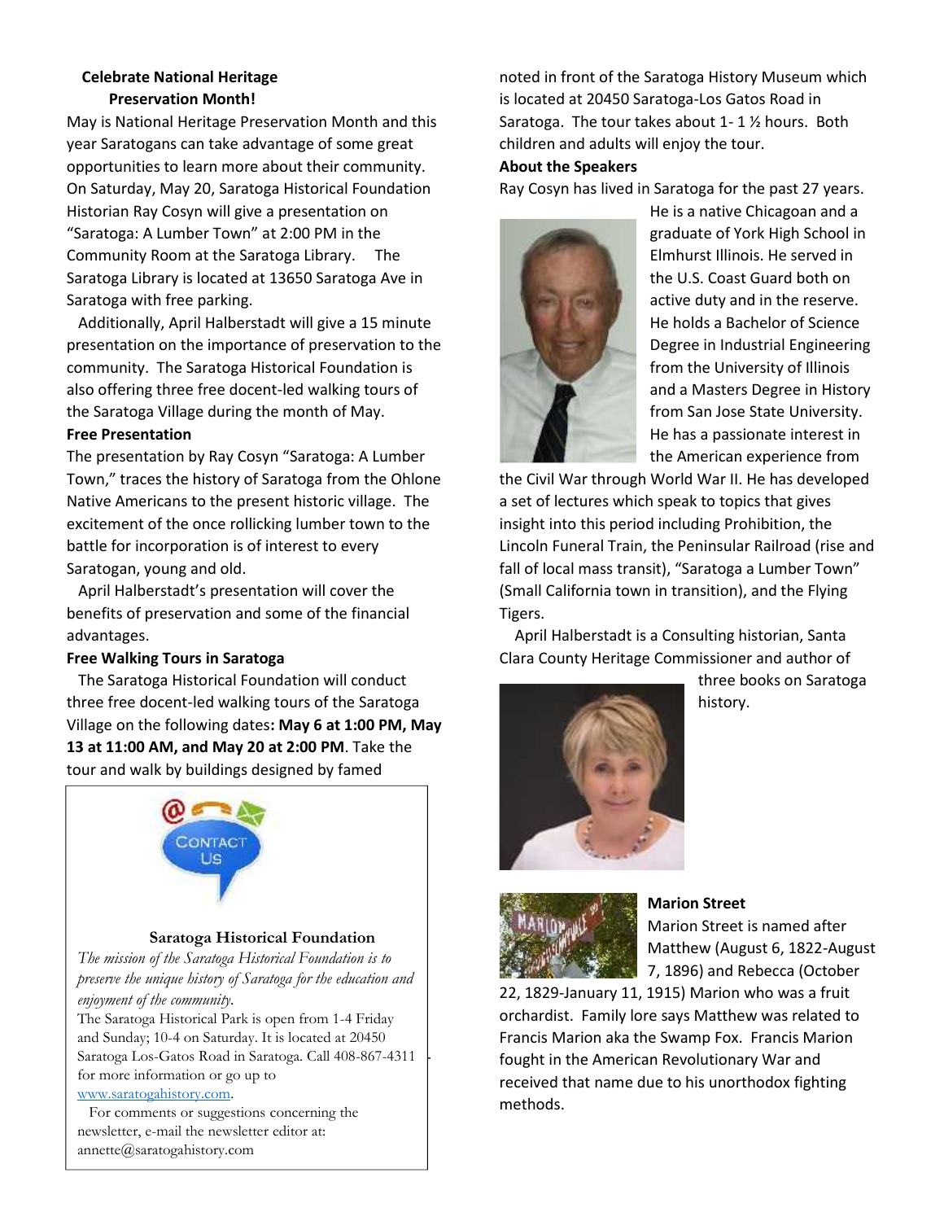## Celebrate National Heritage Preservation Month!

May is National Heritage Preservation Month and this year Saratogans can take advantage of some great opportunities to learn more about their community. On Saturday, May 20, Saratoga Historical Foundation Historian Ray Cosyn will give a presentation on "Saratoga: A Lumber Town" at 2:00 PM in the Community Room at the Saratoga Library. The Saratoga Library is located at 13650 Saratoga Ave in Saratoga with free parking.

Additionally, April Halberstadt will give a 15 minute presentation on the importance of preservation to the community. The Saratoga Historical Foundation is also offering three free docent-led walking tours of the Saratoga Village during the month of May.

**Free Presentation**

The presentation by Ray Cosyn "Saratoga: A Lumber Town," traces the history of Saratoga from the Ohlone Native Americans to the present historic village. The excitement of the once rollicking lumber town to the battle for incorporation is of interest to every Saratogan, young and old.

April Halberstadt's presentation will cover the benefits of preservation and some of the financial advantages.

**Free Walking Tours in Saratoga**

The Saratoga Historical Foundation will conduct three free docent-led walking tours of the Saratoga Village on the following dates**: May 6 at 1:00 PM, May 13 at 11:00 AM, and May 20 at 2:00 PM**. Take the tour and walk by buildings designed by famed noted in front of the Saratoga History Museum which is located at 20450 Saratoga-Los Gatos Road in Saratoga. The tour takes about 1- 1 ½ hours. Both children and adults will enjoy the tour.

**About the Speakers**

Ray Cosyn has lived in Saratoga for the past 27 years. He is a native Chicagoan and a graduate of York High School in Elmhurst Illinois. He served in the U.S. Coast Guard both on active duty and in the reserve. He holds a Bachelor of Science Degree in Industrial Engineering from the University of Illinois and a Masters Degree in History from San Jose State University. He has a passionate interest in the American experience from the Civil War through World War II. He has developed a set of lectures which speak to topics that gives insight into this period including Prohibition, the Lincoln Funeral Train, the Peninsular Railroad (rise and fall of local mass transit), "Saratoga a Lumber Town" (Small California town in transition), and the Flying Tigers.

April Halberstadt is a Consulting historian, Santa Clara County Heritage Commissioner and author of three books on Saratoga history.

**Marion Street**

Marion Street is named after Matthew (August 6, 1822-August 7, 1896) and Rebecca (October 22, 1829-January 11, 1915) Marion who was a fruit orchardist. Family lore says Matthew was related to Francis Marion aka the Swamp Fox. Francis Marion fought in the American Revolutionary War and received that name due to his unorthodox fighting methods.

---

**Saratoga Historical Foundation**

*The mission of the Saratoga Historical Foundation is to preserve the unique history of Saratoga for the education and enjoyment of the community.*

The Saratoga Historical Park is open from 1-4 Friday and Sunday; 10-4 on Saturday. It is located at 20450 Saratoga Los-Gatos Road in Saratoga. Call 408-867-4311 for more information or go up to www.saratogahistory.com.

For comments or suggestions concerning the newsletter, e-mail the newsletter editor at: annette@saratogahistory.com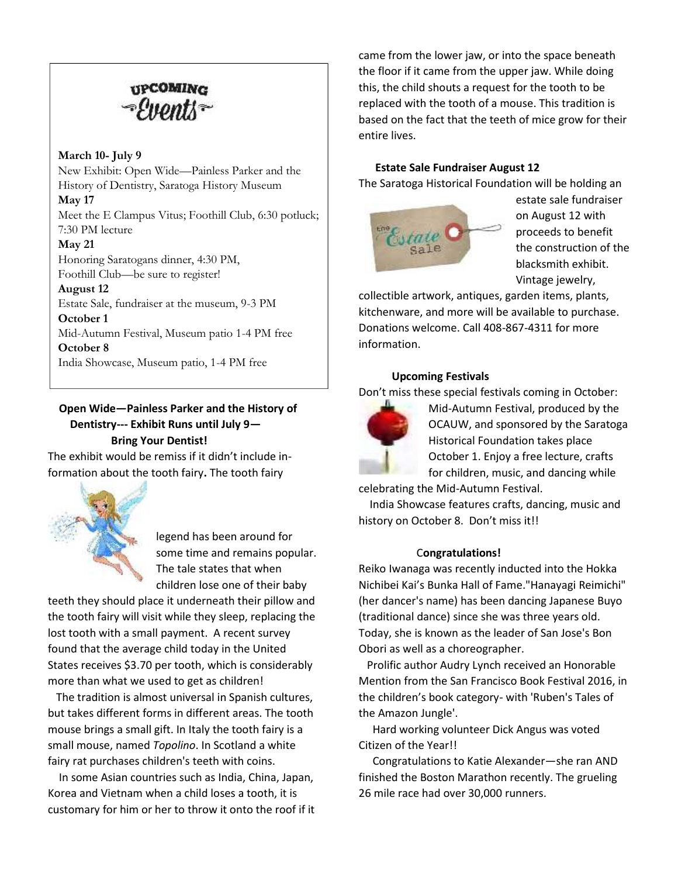## UPCOMING Events

**March 10- July 9**
New Exhibit: Open Wide—Painless Parker and the History of Dentistry, Saratoga History Museum

**May 17**
Meet the E Clampus Vitus; Foothill Club, 6:30 potluck; 7:30 PM lecture

**May 21**
Honoring Saratogans dinner, 4:30 PM, Foothill Club—be sure to register!

**August 12**
Estate Sale, fundraiser at the museum, 9-3 PM

**October 1**
Mid-Autumn Festival, Museum patio 1-4 PM free

**October 8**
India Showcase, Museum patio, 1-4 PM free

### Open Wide—Painless Parker and the History of Dentistry--- Exhibit Runs until July 9— Bring Your Dentist!

The exhibit would be remiss if it didn't include information about the tooth fairy**.** The tooth fairy legend has been around for some time and remains popular. The tale states that when children lose one of their baby teeth they should place it underneath their pillow and the tooth fairy will visit while they sleep, replacing the lost tooth with a small payment. A recent survey found that the average child today in the United States receives $3.70 per tooth, which is considerably more than what we used to get as children!

The tradition is almost universal in Spanish cultures, but takes different forms in different areas. The tooth mouse brings a small gift. In Italy the tooth fairy is a small mouse, named *Topolino*. In Scotland a white fairy rat purchases children's teeth with coins.

In some Asian countries such as India, China, Japan, Korea and Vietnam when a child loses a tooth, it is customary for him or her to throw it onto the roof if it came from the lower jaw, or into the space beneath the floor if it came from the upper jaw. While doing this, the child shouts a request for the tooth to be replaced with the tooth of a mouse. This tradition is based on the fact that the teeth of mice grow for their entire lives.

### Estate Sale Fundraiser August 12

The Saratoga Historical Foundation will be holding an estate sale fundraiser on August 12 with proceeds to benefit the construction of the blacksmith exhibit. Vintage jewelry, collectible artwork, antiques, garden items, plants, kitchenware, and more will be available to purchase. Donations welcome. Call 408-867-4311 for more information.

### Upcoming Festivals

Don't miss these special festivals coming in October: Mid-Autumn Festival, produced by the OCAUW, and sponsored by the Saratoga Historical Foundation takes place October 1. Enjoy a free lecture, crafts for children, music, and dancing while celebrating the Mid-Autumn Festival.

India Showcase features crafts, dancing, music and history on October 8. Don't miss it!!

### Congratulations!

Reiko Iwanaga was recently inducted into the Hokka Nichibei Kai's Bunka Hall of Fame."Hanayagi Reimichi" (her dancer's name) has been dancing Japanese Buyo (traditional dance) since she was three years old. Today, she is known as the leader of San Jose's Bon Obori as well as a choreographer.

Prolific author Audry Lynch received an Honorable Mention from the San Francisco Book Festival 2016, in the children's book category- with 'Ruben's Tales of the Amazon Jungle'.

Hard working volunteer Dick Angus was voted Citizen of the Year!!

Congratulations to Katie Alexander—she ran AND finished the Boston Marathon recently. The grueling 26 mile race had over 30,000 runners.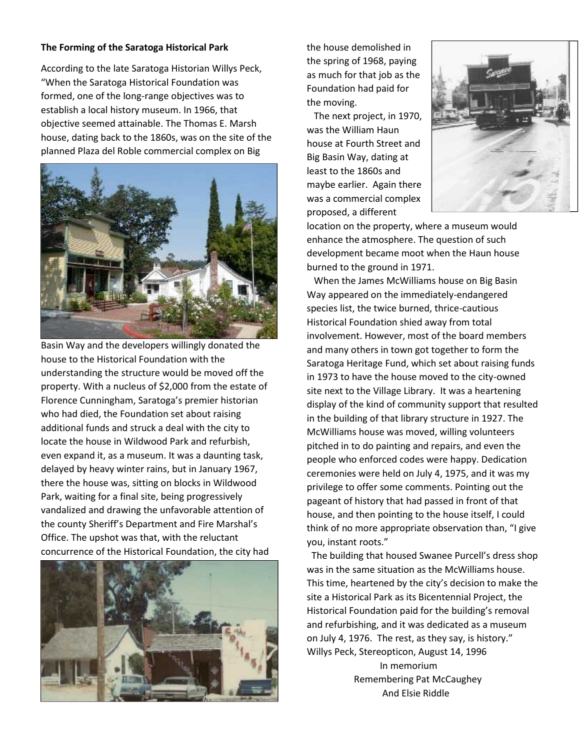**The Forming of the Saratoga Historical Park**

According to the late Saratoga Historian Willys Peck, "When the Saratoga Historical Foundation was formed, one of the long-range objectives was to establish a local history museum. In 1966, that objective seemed attainable. The Thomas E. Marsh house, dating back to the 1860s, was on the site of the planned Plaza del Roble commercial complex on Big Basin Way and the developers willingly donated the house to the Historical Foundation with the understanding the structure would be moved off the property. With a nucleus of $2,000 from the estate of Florence Cunningham, Saratoga's premier historian who had died, the Foundation set about raising additional funds and struck a deal with the city to locate the house in Wildwood Park and refurbish, even expand it, as a museum. It was a daunting task, delayed by heavy winter rains, but in January 1967, there the house was, sitting on blocks in Wildwood Park, waiting for a final site, being progressively vandalized and drawing the unfavorable attention of the county Sheriff's Department and Fire Marshal's Office. The upshot was that, with the reluctant concurrence of the Historical Foundation, the city had the house demolished in the spring of 1968, paying as much for that job as the Foundation had paid for the moving.

The next project, in 1970, was the William Haun house at Fourth Street and Big Basin Way, dating at least to the 1860s and maybe earlier. Again there was a commercial complex proposed, a different location on the property, where a museum would enhance the atmosphere. The question of such development became moot when the Haun house burned to the ground in 1971.

When the James McWilliams house on Big Basin Way appeared on the immediately-endangered species list, the twice burned, thrice-cautious Historical Foundation shied away from total involvement. However, most of the board members and many others in town got together to form the Saratoga Heritage Fund, which set about raising funds in 1973 to have the house moved to the city-owned site next to the Village Library. It was a heartening display of the kind of community support that resulted in the building of that library structure in 1927. The McWilliams house was moved, willing volunteers pitched in to do painting and repairs, and even the people who enforced codes were happy. Dedication ceremonies were held on July 4, 1975, and it was my privilege to offer some comments. Pointing out the pageant of history that had passed in front of that house, and then pointing to the house itself, I could think of no more appropriate observation than, "I give you, instant roots."

The building that housed Swanee Purcell's dress shop was in the same situation as the McWilliams house. This time, heartened by the city's decision to make the site a Historical Park as its Bicentennial Project, the Historical Foundation paid for the building's removal and refurbishing, and it was dedicated as a museum on July 4, 1976. The rest, as they say, is history."
Willys Peck, Stereopticon, August 14, 1996

In memorium
Remembering Pat McCaughey
And Elsie Riddle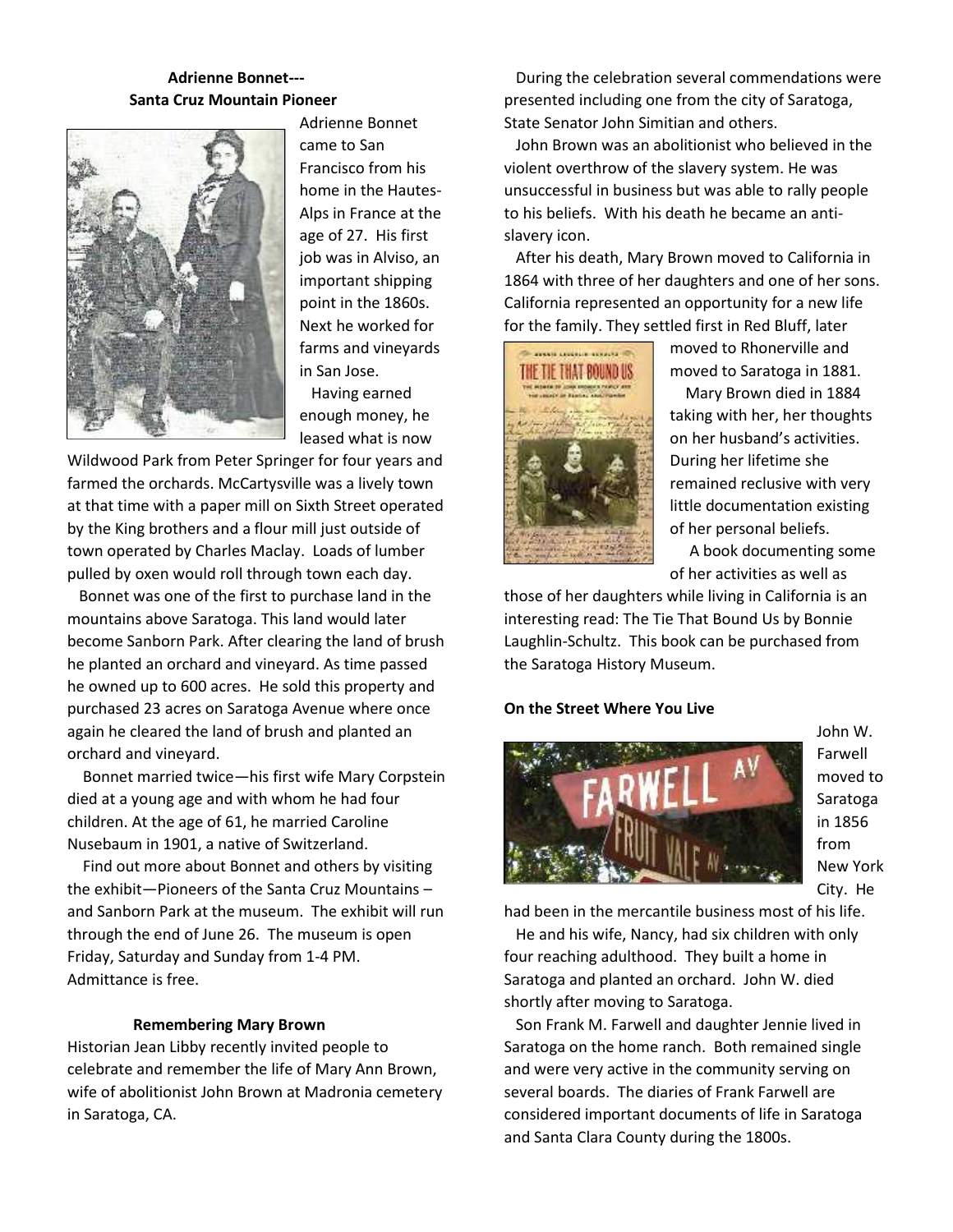## Adrienne Bonnet---
## Santa Cruz Mountain Pioneer

Adrienne Bonnet came to San Francisco from his home in the Hautes-Alps in France at the age of 27. His first job was in Alviso, an important shipping point in the 1860s. Next he worked for farms and vineyards in San Jose.

Having earned enough money, he leased what is now Wildwood Park from Peter Springer for four years and farmed the orchards. McCartysville was a lively town at that time with a paper mill on Sixth Street operated by the King brothers and a flour mill just outside of town operated by Charles Maclay. Loads of lumber pulled by oxen would roll through town each day.

Bonnet was one of the first to purchase land in the mountains above Saratoga. This land would later become Sanborn Park. After clearing the land of brush he planted an orchard and vineyard. As time passed he owned up to 600 acres. He sold this property and purchased 23 acres on Saratoga Avenue where once again he cleared the land of brush and planted an orchard and vineyard.

Bonnet married twice—his first wife Mary Corpstein died at a young age and with whom he had four children. At the age of 61, he married Caroline Nusebaum in 1901, a native of Switzerland.

Find out more about Bonnet and others by visiting the exhibit—Pioneers of the Santa Cruz Mountains – and Sanborn Park at the museum. The exhibit will run through the end of June 26. The museum is open Friday, Saturday and Sunday from 1-4 PM. Admittance is free.

## Remembering Mary Brown

Historian Jean Libby recently invited people to celebrate and remember the life of Mary Ann Brown, wife of abolitionist John Brown at Madronia cemetery in Saratoga, CA.

During the celebration several commendations were presented including one from the city of Saratoga, State Senator John Simitian and others.

John Brown was an abolitionist who believed in the violent overthrow of the slavery system. He was unsuccessful in business but was able to rally people to his beliefs. With his death he became an anti-slavery icon.

After his death, Mary Brown moved to California in 1864 with three of her daughters and one of her sons. California represented an opportunity for a new life for the family. They settled first in Red Bluff, later moved to Rhonerville and moved to Saratoga in 1881.

Mary Brown died in 1884 taking with her, her thoughts on her husband's activities. During her lifetime she remained reclusive with very little documentation existing of her personal beliefs.

A book documenting some of her activities as well as those of her daughters while living in California is an interesting read: The Tie That Bound Us by Bonnie Laughlin-Schultz. This book can be purchased from the Saratoga History Museum.

## On the Street Where You Live

John W. Farwell moved to Saratoga in 1856 from New York City. He had been in the mercantile business most of his life.

He and his wife, Nancy, had six children with only four reaching adulthood. They built a home in Saratoga and planted an orchard. John W. died shortly after moving to Saratoga.

Son Frank M. Farwell and daughter Jennie lived in Saratoga on the home ranch. Both remained single and were very active in the community serving on several boards. The diaries of Frank Farwell are considered important documents of life in Saratoga and Santa Clara County during the 1800s.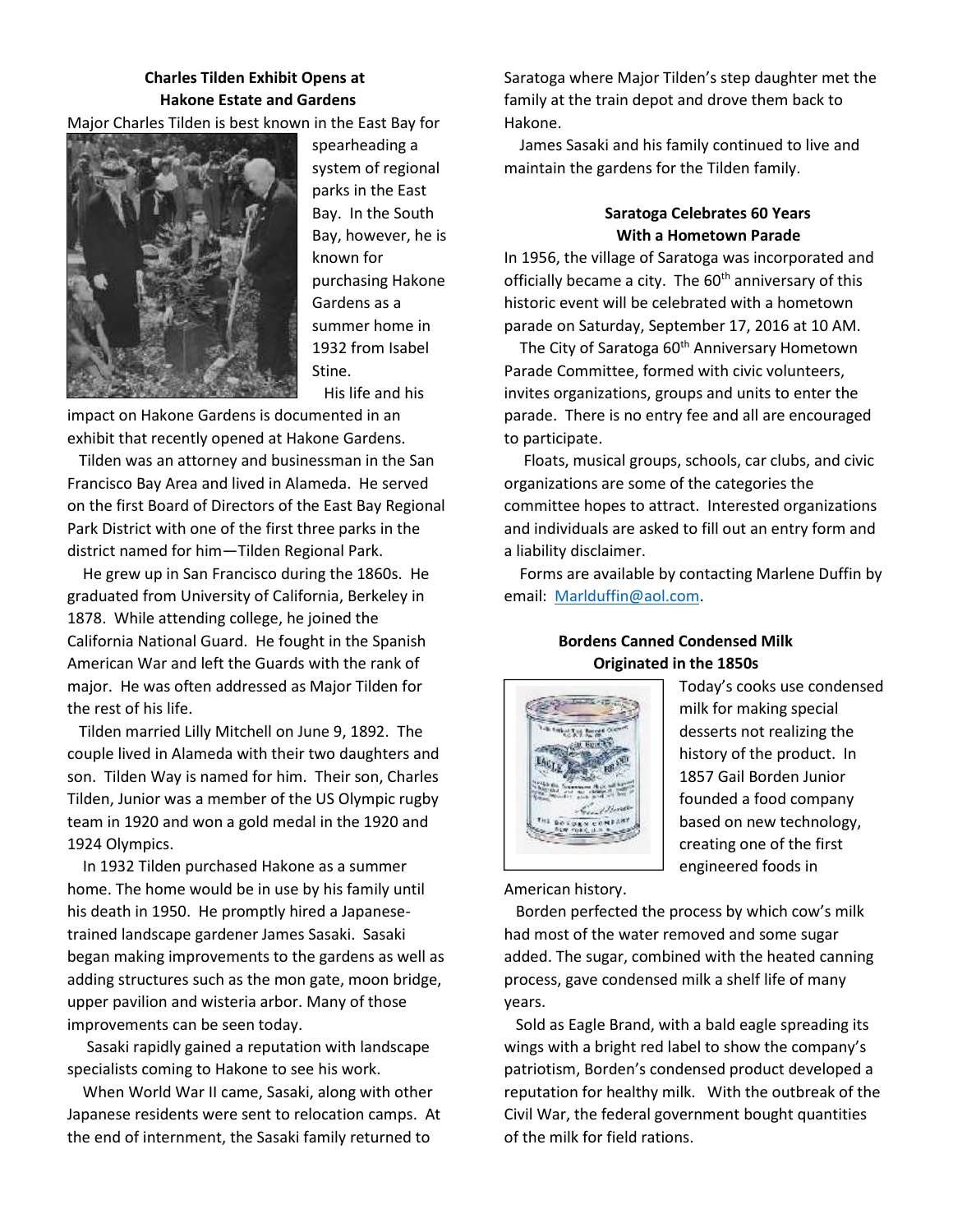**Charles Tilden Exhibit Opens at Hakone Estate and Gardens**

Major Charles Tilden is best known in the East Bay for spearheading a system of regional parks in the East Bay. In the South Bay, however, he is known for purchasing Hakone Gardens as a summer home in 1932 from Isabel Stine.

His life and his impact on Hakone Gardens is documented in an exhibit that recently opened at Hakone Gardens.

Tilden was an attorney and businessman in the San Francisco Bay Area and lived in Alameda. He served on the first Board of Directors of the East Bay Regional Park District with one of the first three parks in the district named for him—Tilden Regional Park.

He grew up in San Francisco during the 1860s. He graduated from University of California, Berkeley in 1878. While attending college, he joined the California National Guard. He fought in the Spanish American War and left the Guards with the rank of major. He was often addressed as Major Tilden for the rest of his life.

Tilden married Lilly Mitchell on June 9, 1892. The couple lived in Alameda with their two daughters and son. Tilden Way is named for him. Their son, Charles Tilden, Junior was a member of the US Olympic rugby team in 1920 and won a gold medal in the 1920 and 1924 Olympics.

In 1932 Tilden purchased Hakone as a summer home. The home would be in use by his family until his death in 1950. He promptly hired a Japanese-trained landscape gardener James Sasaki. Sasaki began making improvements to the gardens as well as adding structures such as the mon gate, moon bridge, upper pavilion and wisteria arbor. Many of those improvements can be seen today.

Sasaki rapidly gained a reputation with landscape specialists coming to Hakone to see his work.

When World War II came, Sasaki, along with other Japanese residents were sent to relocation camps. At the end of internment, the Sasaki family returned to Saratoga where Major Tilden's step daughter met the family at the train depot and drove them back to Hakone.

James Sasaki and his family continued to live and maintain the gardens for the Tilden family.

**Saratoga Celebrates 60 Years With a Hometown Parade**

In 1956, the village of Saratoga was incorporated and officially became a city. The 60th anniversary of this historic event will be celebrated with a hometown parade on Saturday, September 17, 2016 at 10 AM.

The City of Saratoga 60th Anniversary Hometown Parade Committee, formed with civic volunteers, invites organizations, groups and units to enter the parade. There is no entry fee and all are encouraged to participate.

Floats, musical groups, schools, car clubs, and civic organizations are some of the categories the committee hopes to attract. Interested organizations and individuals are asked to fill out an entry form and a liability disclaimer.

Forms are available by contacting Marlene Duffin by email: Marlduffin@aol.com.

**Bordens Canned Condensed Milk Originated in the 1850s**

Today's cooks use condensed milk for making special desserts not realizing the history of the product. In 1857 Gail Borden Junior founded a food company based on new technology, creating one of the first engineered foods in American history.

Borden perfected the process by which cow's milk had most of the water removed and some sugar added. The sugar, combined with the heated canning process, gave condensed milk a shelf life of many years.

Sold as Eagle Brand, with a bald eagle spreading its wings with a bright red label to show the company's patriotism, Borden's condensed product developed a reputation for healthy milk. With the outbreak of the Civil War, the federal government bought quantities of the milk for field rations.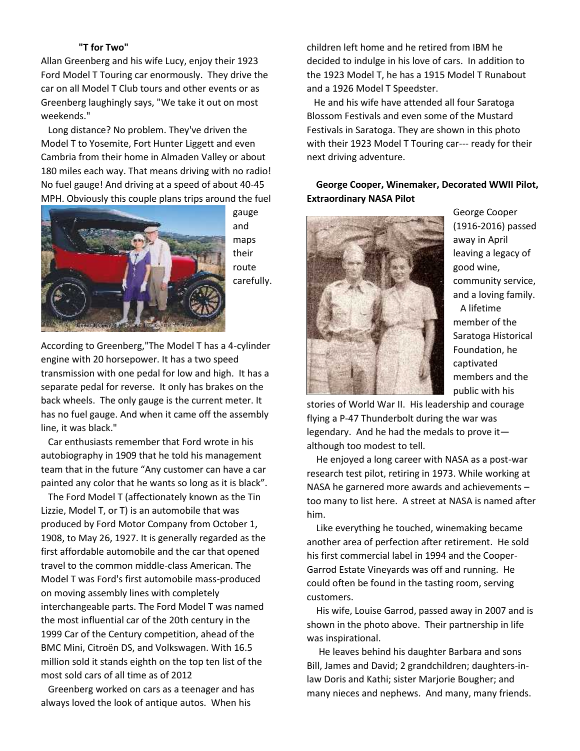### "T for Two"

Allan Greenberg and his wife Lucy, enjoy their 1923 Ford Model T Touring car enormously. They drive the car on all Model T Club tours and other events or as Greenberg laughingly says, "We take it out on most weekends."

Long distance? No problem. They've driven the Model T to Yosemite, Fort Hunter Liggett and even Cambria from their home in Almaden Valley or about 180 miles each way. That means driving with no radio! No fuel gauge! And driving at a speed of about 40-45 MPH. Obviously this couple plans trips around the fuel gauge and maps their route carefully.

According to Greenberg,"The Model T has a 4-cylinder engine with 20 horsepower. It has a two speed transmission with one pedal for low and high. It has a separate pedal for reverse. It only has brakes on the back wheels. The only gauge is the current meter. It has no fuel gauge. And when it came off the assembly line, it was black."

Car enthusiasts remember that Ford wrote in his autobiography in 1909 that he told his management team that in the future "Any customer can have a car painted any color that he wants so long as it is black".

The Ford Model T (affectionately known as the Tin Lizzie, Model T, or T) is an automobile that was produced by Ford Motor Company from October 1, 1908, to May 26, 1927. It is generally regarded as the first affordable automobile and the car that opened travel to the common middle-class American. The Model T was Ford's first automobile mass-produced on moving assembly lines with completely interchangeable parts. The Ford Model T was named the most influential car of the 20th century in the 1999 Car of the Century competition, ahead of the BMC Mini, Citroën DS, and Volkswagen. With 16.5 million sold it stands eighth on the top ten list of the most sold cars of all time as of 2012

Greenberg worked on cars as a teenager and has always loved the look of antique autos. When his children left home and he retired from IBM he decided to indulge in his love of cars. In addition to the 1923 Model T, he has a 1915 Model T Runabout and a 1926 Model T Speedster.

He and his wife have attended all four Saratoga Blossom Festivals and even some of the Mustard Festivals in Saratoga. They are shown in this photo with their 1923 Model T Touring car--- ready for their next driving adventure.

### George Cooper, Winemaker, Decorated WWII Pilot, Extraordinary NASA Pilot

George Cooper (1916-2016) passed away in April leaving a legacy of good wine, community service, and a loving family.

A lifetime member of the Saratoga Historical Foundation, he captivated members and the public with his stories of World War II. His leadership and courage flying a P-47 Thunderbolt during the war was legendary. And he had the medals to prove it—although too modest to tell.

He enjoyed a long career with NASA as a post-war research test pilot, retiring in 1973. While working at NASA he garnered more awards and achievements – too many to list here. A street at NASA is named after him.

Like everything he touched, winemaking became another area of perfection after retirement. He sold his first commercial label in 1994 and the Cooper-Garrod Estate Vineyards was off and running. He could often be found in the tasting room, serving customers.

His wife, Louise Garrod, passed away in 2007 and is shown in the photo above. Their partnership in life was inspirational.

He leaves behind his daughter Barbara and sons Bill, James and David; 2 grandchildren; daughters-in-law Doris and Kathi; sister Marjorie Bougher; and many nieces and nephews. And many, many friends.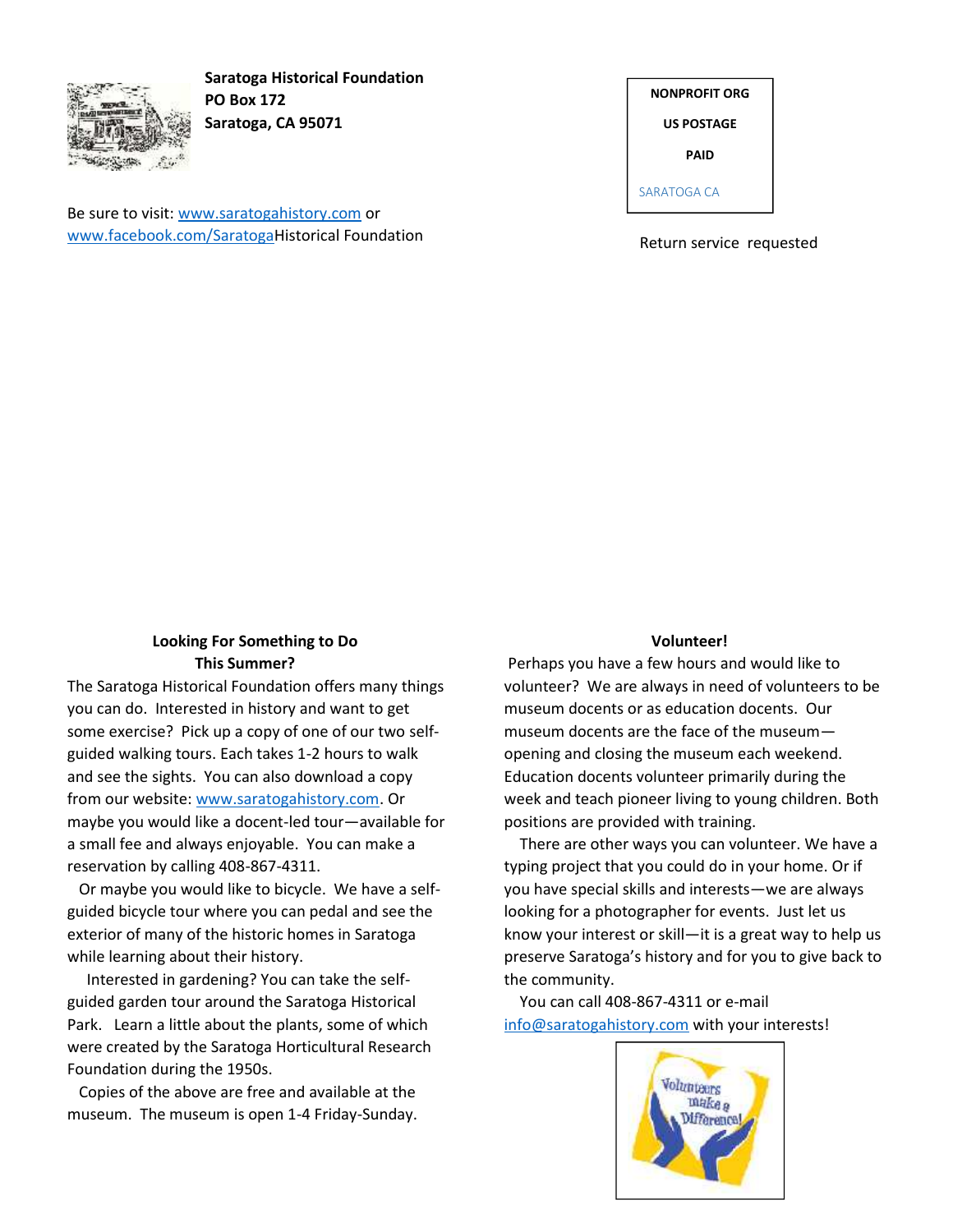**Saratoga Historical Foundation**
**PO Box 172**
**Saratoga, CA 95071**

Be sure to visit: www.saratogahistory.com or www.facebook.com/SaratogaHistorical Foundation

**NONPROFIT ORG**

**US POSTAGE**

**PAID**

SARATOGA CA

Return service requested

### Looking For Something to Do This Summer?

The Saratoga Historical Foundation offers many things you can do. Interested in history and want to get some exercise? Pick up a copy of one of our two self-guided walking tours. Each takes 1-2 hours to walk and see the sights. You can also download a copy from our website: www.saratogahistory.com. Or maybe you would like a docent-led tour—available for a small fee and always enjoyable. You can make a reservation by calling 408-867-4311.

Or maybe you would like to bicycle. We have a self-guided bicycle tour where you can pedal and see the exterior of many of the historic homes in Saratoga while learning about their history.

Interested in gardening? You can take the self-guided garden tour around the Saratoga Historical Park. Learn a little about the plants, some of which were created by the Saratoga Horticultural Research Foundation during the 1950s.

Copies of the above are free and available at the museum. The museum is open 1-4 Friday-Sunday.

### Volunteer!

Perhaps you have a few hours and would like to volunteer? We are always in need of volunteers to be museum docents or as education docents. Our museum docents are the face of the museum—opening and closing the museum each weekend. Education docents volunteer primarily during the week and teach pioneer living to young children. Both positions are provided with training.

There are other ways you can volunteer. We have a typing project that you could do in your home. Or if you have special skills and interests—we are always looking for a photographer for events. Just let us know your interest or skill—it is a great way to help us preserve Saratoga's history and for you to give back to the community.

You can call 408-867-4311 or e-mail info@saratogahistory.com with your interests!